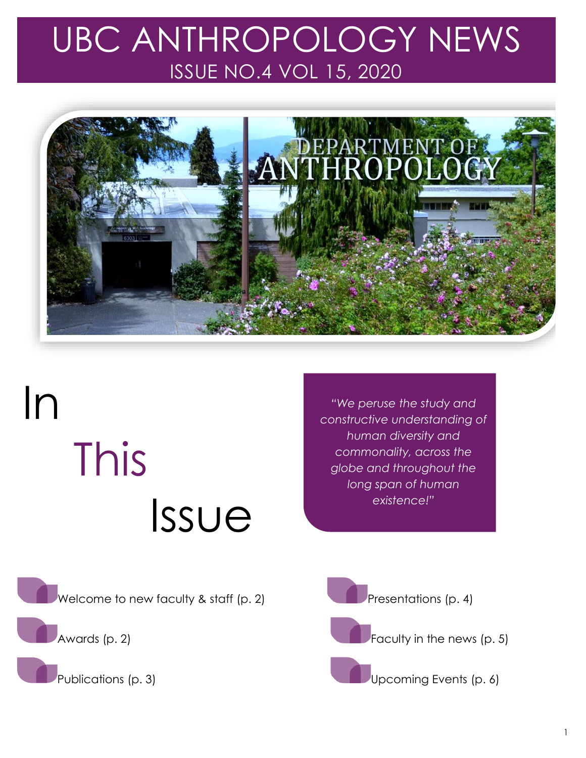# UBC ANTHROPOLOGY NEWS

## ISSUE NO.4 VOL 15, 2020

# In This Issue

*"We peruse the study and constructive understanding of human diversity and commonality, across the globe and throughout the long span of human existence!"*

- Welcome to new faculty & staff (p. 2)
- Awards (p. 2)
- Publications (p. 3)
- Presentations (p. 4)
- Faculty in the news (p. 5)
- Upcoming Events (p. 6)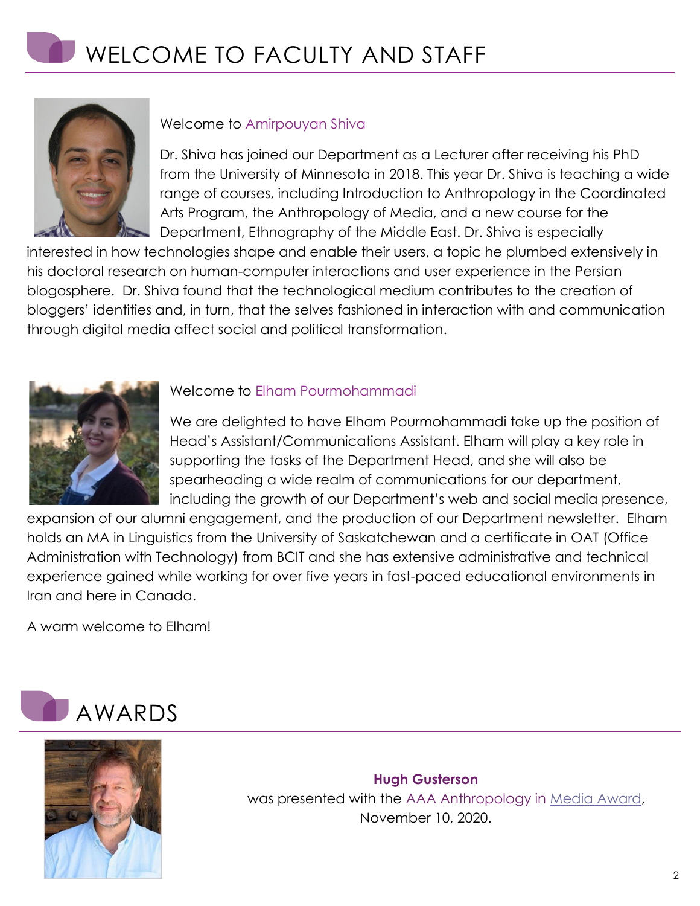# WELCOME TO FACULTY AND STAFF

Welcome to Amirpouyan Shiva

Dr. Shiva has joined our Department as a Lecturer after receiving his PhD from the University of Minnesota in 2018. This year Dr. Shiva is teaching a wide range of courses, including Introduction to Anthropology in the Coordinated Arts Program, the Anthropology of Media, and a new course for the Department, Ethnography of the Middle East. Dr. Shiva is especially interested in how technologies shape and enable their users, a topic he plumbed extensively in his doctoral research on human-computer interactions and user experience in the Persian blogosphere. Dr. Shiva found that the technological medium contributes to the creation of bloggers' identities and, in turn, that the selves fashioned in interaction with and communication through digital media affect social and political transformation.

Welcome to Elham Pourmohammadi

We are delighted to have Elham Pourmohammadi take up the position of Head's Assistant/Communications Assistant. Elham will play a key role in supporting the tasks of the Department Head, and she will also be spearheading a wide realm of communications for our department, including the growth of our Department's web and social media presence, expansion of our alumni engagement, and the production of our Department newsletter. Elham holds an MA in Linguistics from the University of Saskatchewan and a certificate in OAT (Office Administration with Technology) from BCIT and she has extensive administrative and technical experience gained while working for over five years in fast-paced educational environments in Iran and here in Canada.

A warm welcome to Elham!

# AWARDS

**Hugh Gusterson**

was presented with the AAA Anthropology in Media Award, November 10, 2020.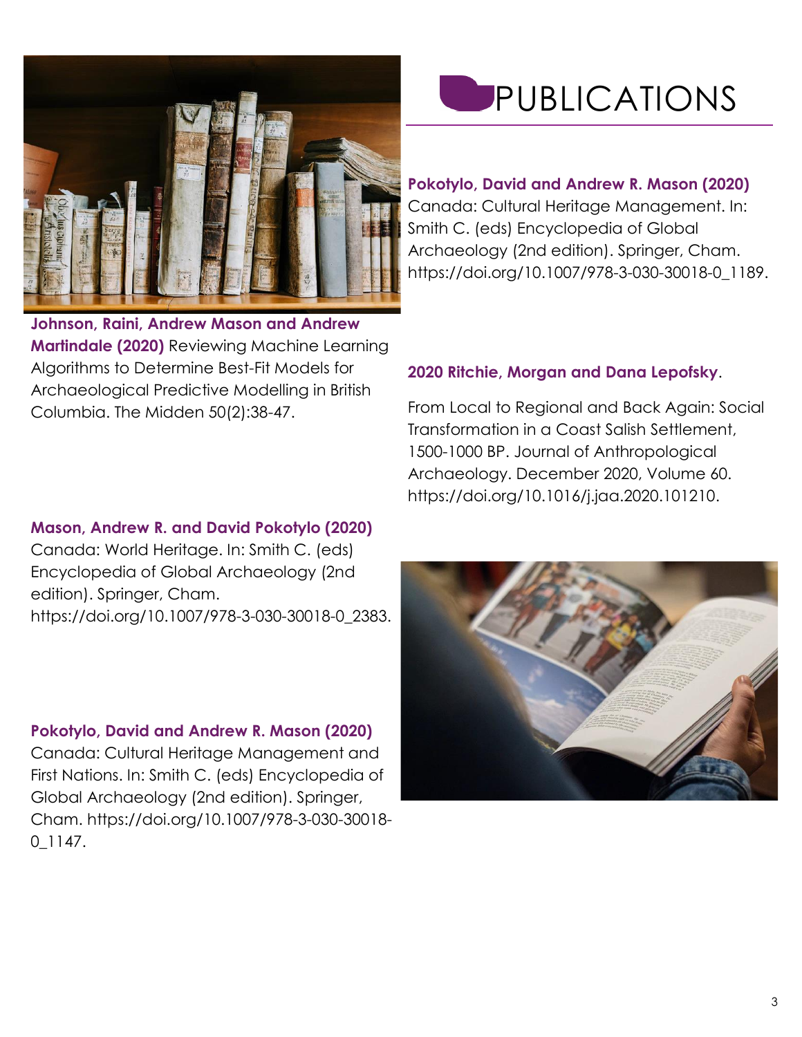# PUBLICATIONS

**Pokotylo, David and Andrew R. Mason (2020)** Canada: Cultural Heritage Management. In: Smith C. (eds) Encyclopedia of Global Archaeology (2nd edition). Springer, Cham. https://doi.org/10.1007/978-3-030-30018-0_1189.

**Johnson, Raini, Andrew Mason and Andrew Martindale (2020)** Reviewing Machine Learning Algorithms to Determine Best-Fit Models for Archaeological Predictive Modelling in British Columbia. The Midden 50(2):38-47.

**2020 Ritchie, Morgan and Dana Lepofsky**.

From Local to Regional and Back Again: Social Transformation in a Coast Salish Settlement, 1500-1000 BP. Journal of Anthropological Archaeology. December 2020, Volume 60. https://doi.org/10.1016/j.jaa.2020.101210.

**Mason, Andrew R. and David Pokotylo (2020)** Canada: World Heritage. In: Smith C. (eds) Encyclopedia of Global Archaeology (2nd edition). Springer, Cham. https://doi.org/10.1007/978-3-030-30018-0_2383.

**Pokotylo, David and Andrew R. Mason (2020)** Canada: Cultural Heritage Management and First Nations. In: Smith C. (eds) Encyclopedia of Global Archaeology (2nd edition). Springer, Cham. https://doi.org/10.1007/978-3-030-30018-0_1147.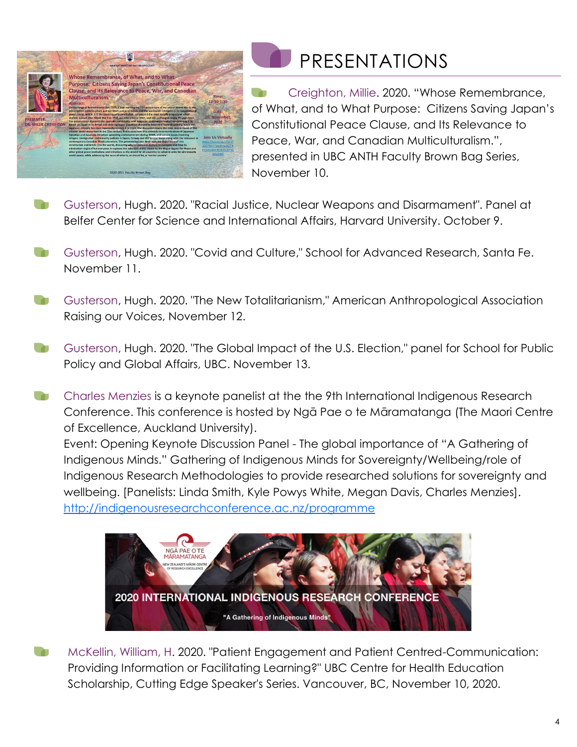# PRESENTATIONS

- Creighton, Millie. 2020. "Whose Remembrance, of What, and to What Purpose: Citizens Saving Japan's Constitutional Peace Clause, and Its Relevance to Peace, War, and Canadian Multiculturalism.", presented in UBC ANTH Faculty Brown Bag Series, November 10.

- Gusterson, Hugh. 2020. "Racial Justice, Nuclear Weapons and Disarmament". Panel at Belfer Center for Science and International Affairs, Harvard University. October 9.

- Gusterson, Hugh. 2020. "Covid and Culture," School for Advanced Research, Santa Fe. November 11.

- Gusterson, Hugh. 2020. "The New Totalitarianism," American Anthropological Association Raising our Voices, November 12.

- Gusterson, Hugh. 2020. "The Global Impact of the U.S. Election," panel for School for Public Policy and Global Affairs, UBC. November 13.

- Charles Menzies is a keynote panelist at the the 9th International Indigenous Research Conference. This conference is hosted by Ngā Pae o te Māramatanga (The Maori Centre of Excellence, Auckland University).
  Event: Opening Keynote Discussion Panel - The global importance of "A Gathering of Indigenous Minds." Gathering of Indigenous Minds for Sovereignty/Wellbeing/role of Indigenous Research Methodologies to provide researched solutions for sovereignty and wellbeing. [Panelists: Linda Smith, Kyle Powys White, Megan Davis, Charles Menzies].
  http://indigenousresearchconference.ac.nz/programme

- McKellin, William, H. 2020. "Patient Engagement and Patient Centred-Communication: Providing Information or Facilitating Learning?" UBC Centre for Health Education Scholarship, Cutting Edge Speaker's Series. Vancouver, BC, November 10, 2020.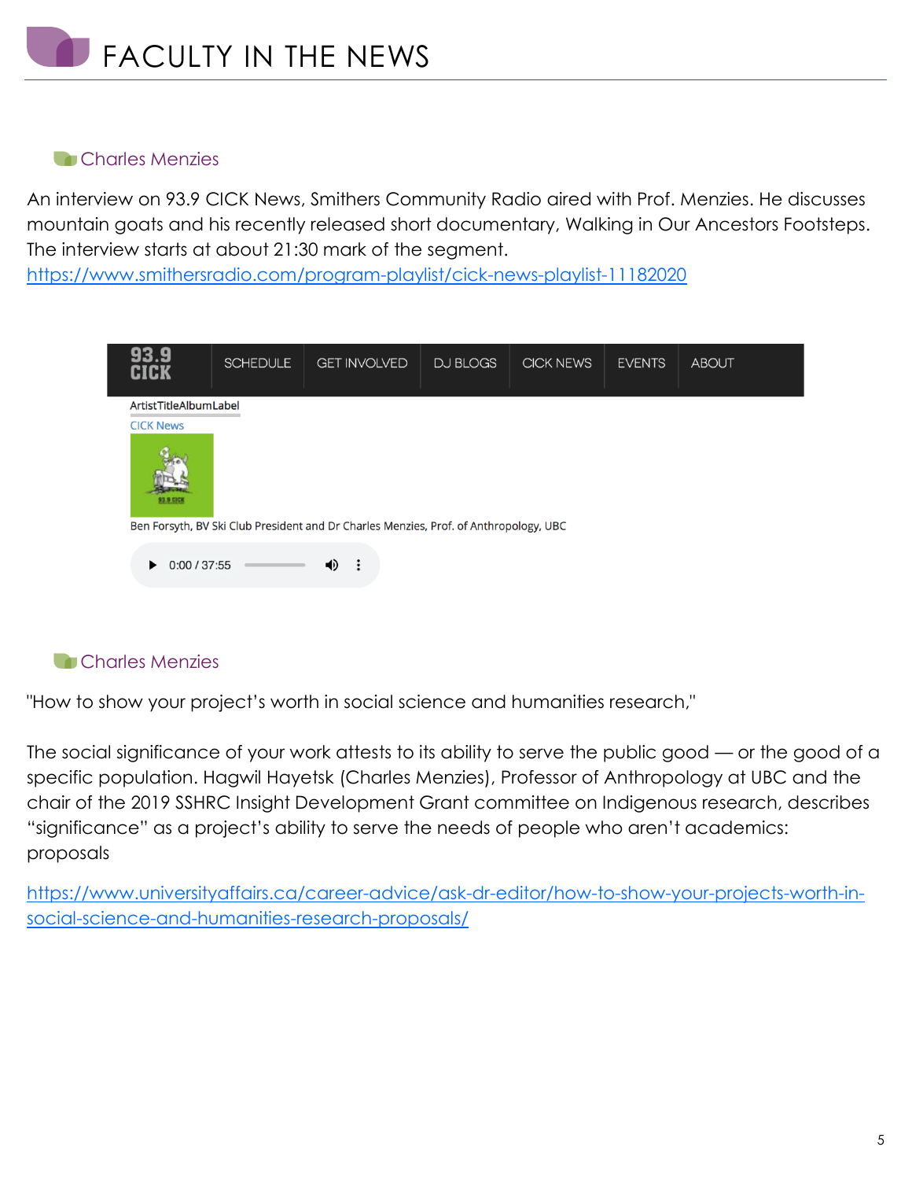# FACULTY IN THE NEWS

### Charles Menzies

An interview on 93.9 CICK News, Smithers Community Radio aired with Prof. Menzies. He discusses mountain goats and his recently released short documentary, Walking in Our Ancestors Footsteps. The interview starts at about 21:30 mark of the segment.
[https://www.smithersradio.com/program-playlist/cick-news-playlist-11182020](https://www.smithersradio.com/program-playlist/cick-news-playlist-11182020)

93.9 CICK | SCHEDULE | GET INVOLVED | DJ BLOGS | CICK NEWS | EVENTS | ABOUT

ArtistTitleAlbumLabel
CICK News

Ben Forsyth, BV Ski Club President and Dr Charles Menzies, Prof. of Anthropology, UBC

0:00 / 37:55

### Charles Menzies

"How to show your project's worth in social science and humanities research,"

The social significance of your work attests to its ability to serve the public good — or the good of a specific population. Hagwil Hayetsk (Charles Menzies), Professor of Anthropology at UBC and the chair of the 2019 SSHRC Insight Development Grant committee on Indigenous research, describes "significance" as a project's ability to serve the needs of people who aren't academics: proposals

[https://www.universityaffairs.ca/career-advice/ask-dr-editor/how-to-show-your-projects-worth-in-social-science-and-humanities-research-proposals/](https://www.universityaffairs.ca/career-advice/ask-dr-editor/how-to-show-your-projects-worth-in-social-science-and-humanities-research-proposals/)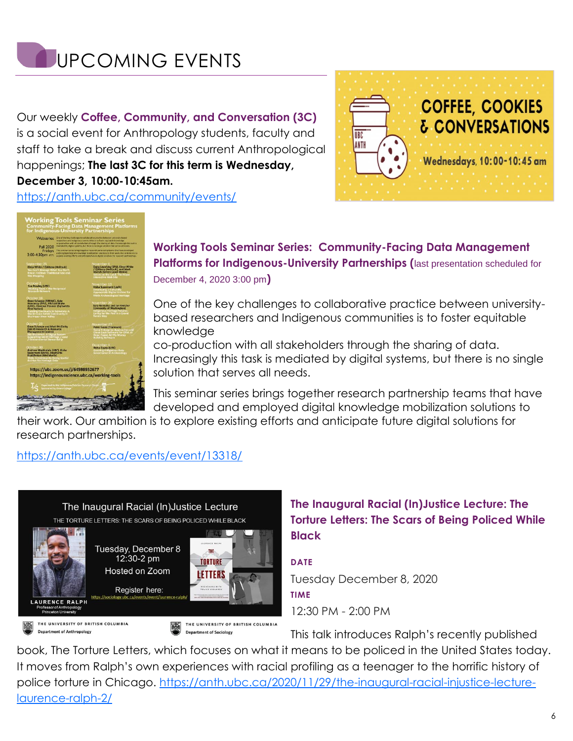# UPCOMING EVENTS

Our weekly **Coffee, Community, and Conversation (3C)** is a social event for Anthropology students, faculty and staff to take a break and discuss current Anthropological happenings; **The last 3C for this term is Wednesday, December 3, 10:00-10:45am.**

https://anth.ubc.ca/community/events/

## Working Tools Seminar Series: Community-Facing Data Management Platforms for Indigenous-University Partnerships (last presentation scheduled for December 4, 2020 3:00 pm)

One of the key challenges to collaborative practice between university-based researchers and Indigenous communities is to foster equitable knowledge co-production with all stakeholders through the sharing of data. Increasingly this task is mediated by digital systems, but there is no single solution that serves all needs.

This seminar series brings together research partnership teams that have developed and employed digital knowledge mobilization solutions to their work. Our ambition is to explore existing efforts and anticipate future digital solutions for research partnerships.

https://anth.ubc.ca/events/event/13318/

## The Inaugural Racial (In)Justice Lecture: The Torture Letters: The Scars of Being Policed While Black

**DATE**

Tuesday December 8, 2020

**TIME**

12:30 PM - 2:00 PM

This talk introduces Ralph's recently published book, The Torture Letters, which focuses on what it means to be policed in the United States today. It moves from Ralph's own experiences with racial profiling as a teenager to the horrific history of police torture in Chicago. https://anth.ubc.ca/2020/11/29/the-inaugural-racial-injustice-lecture-laurence-ralph-2/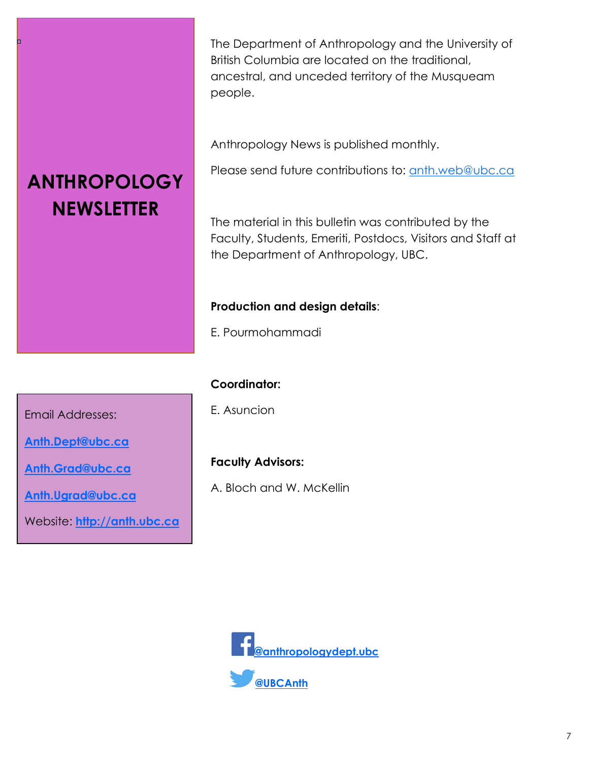# ANTHROPOLOGY NEWSLETTER

The Department of Anthropology and the University of British Columbia are located on the traditional, ancestral, and unceded territory of the Musqueam people.

Anthropology News is published monthly.

Please send future contributions to: anth.web@ubc.ca

The material in this bulletin was contributed by the Faculty, Students, Emeriti, Postdocs, Visitors and Staff at the Department of Anthropology, UBC.

**Production and design details**:

E. Pourmohammadi

**Coordinator:**

E. Asuncion

**Faculty Advisors:**

A. Bloch and W. McKellin

Email Addresses:

**Anth.Dept@ubc.ca**

**Anth.Grad@ubc.ca**

**Anth.Ugrad@ubc.ca**

Website: **http://anth.ubc.ca**

**@anthropologydept.ubc**

**@UBCAnth**